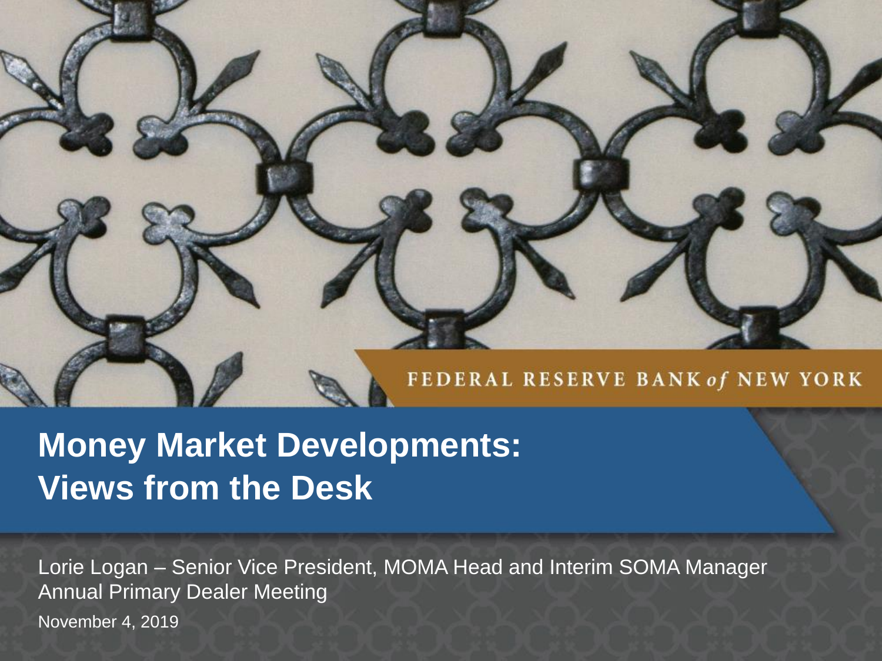FEDERAL RESERVE BANK *of* NEW YORK

# Money Market Developments: Views from the Desk

Lorie Logan – Senior Vice President, MOMA Head and Interim SOMA Manager
Annual Primary Dealer Meeting

November 4, 2019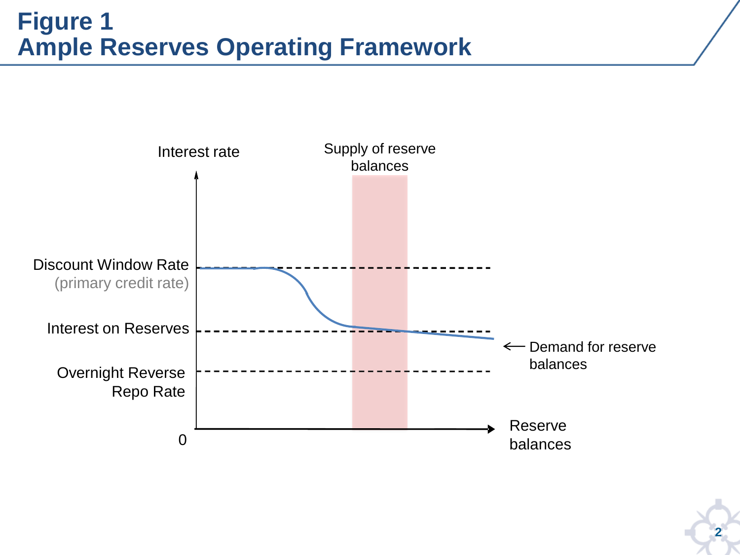# Figure 1
# Ample Reserves Operating Framework

Interest rate

Supply of reserve balances

Discount Window Rate (primary credit rate)

Interest on Reserves

Overnight Reverse Repo Rate

0

Demand for reserve balances

Reserve balances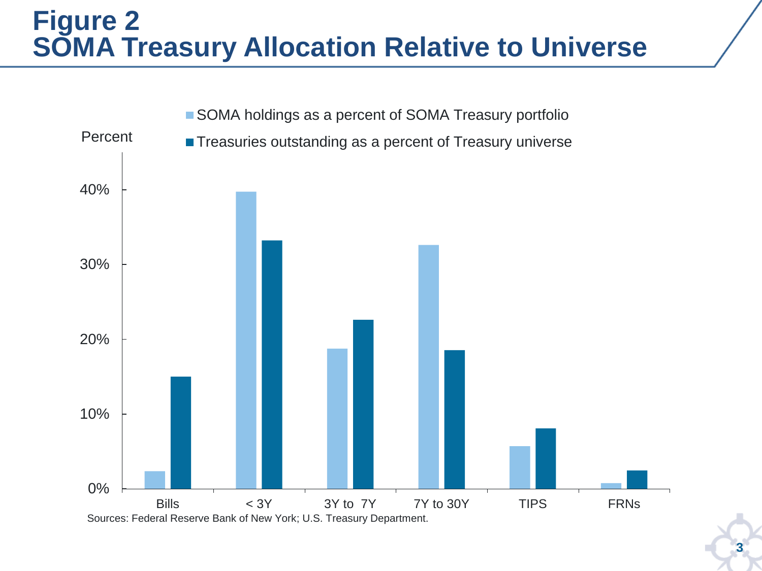# Figure 2
# SOMA Treasury Allocation Relative to Universe

Percent

- SOMA holdings as a percent of SOMA Treasury portfolio
- Treasuries outstanding as a percent of Treasury universe

Bills, < 3Y, 3Y to 7Y, 7Y to 30Y, TIPS, FRNs

Sources: Federal Reserve Bank of New York; U.S. Treasury Department.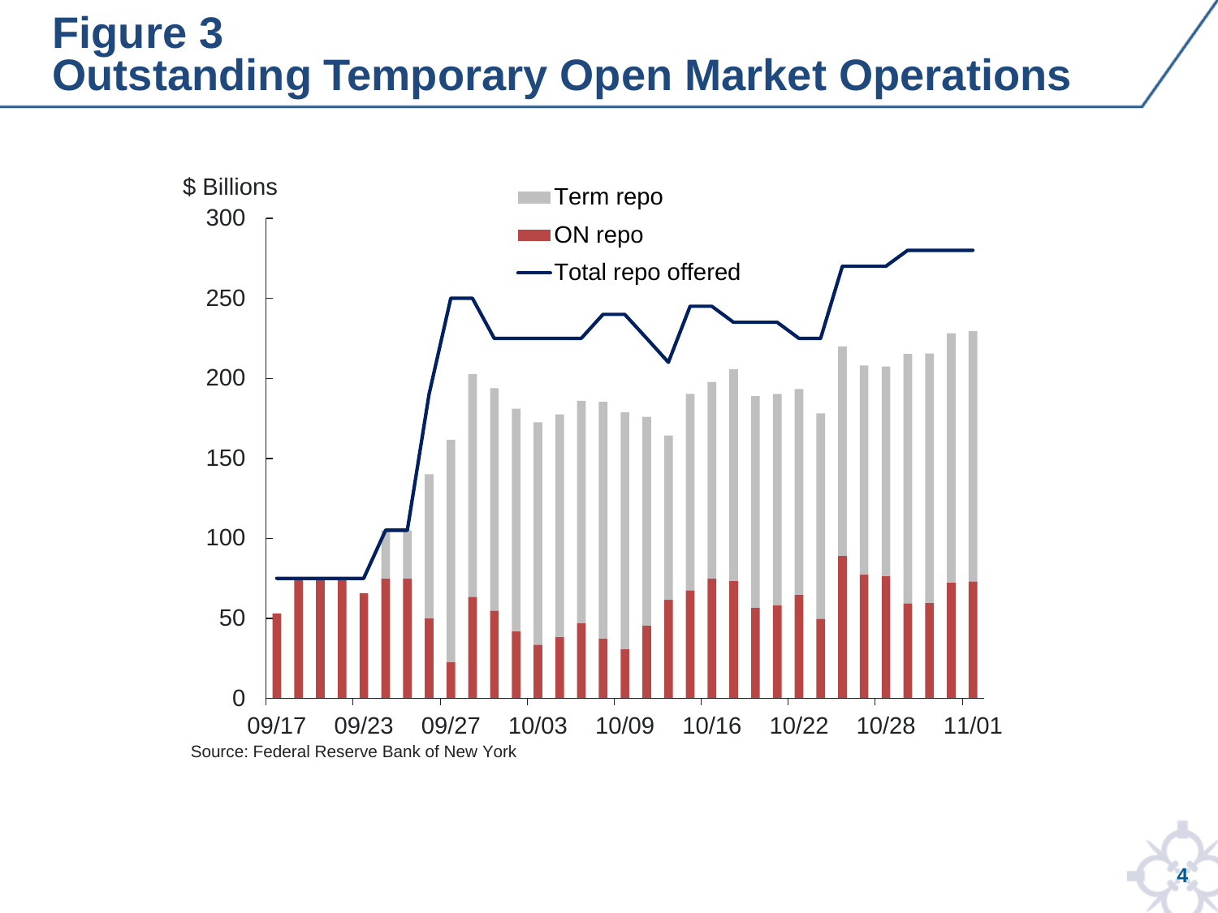# Figure 3
# Outstanding Temporary Open Market Operations

$ Billions

Term repo

ON repo

Total repo offered

300

250

200

150

100

50

0

09/17 09/23 09/27 10/03 10/09 10/16 10/22 10/28 11/01

Source: Federal Reserve Bank of New York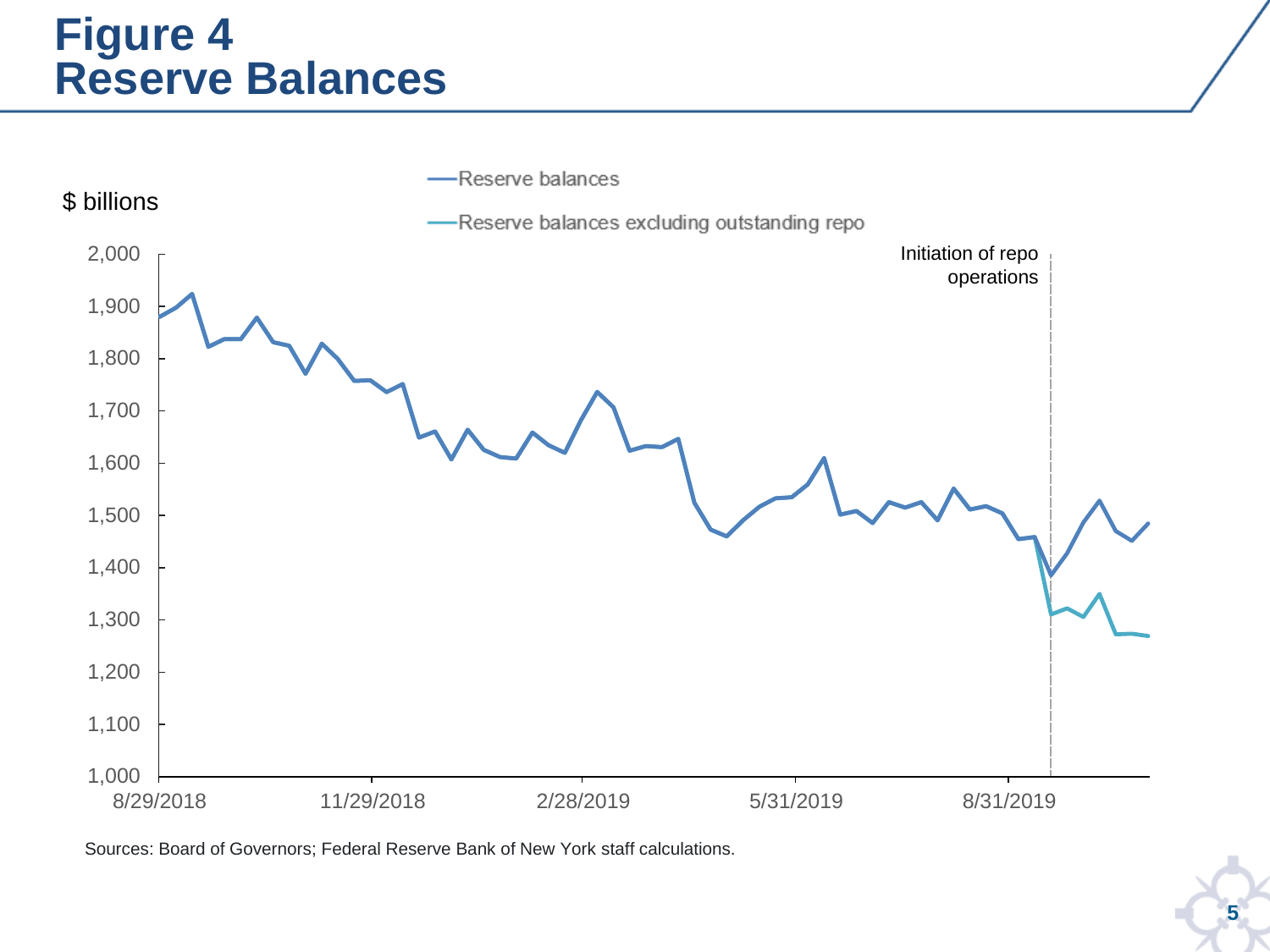# Figure 4
# Reserve Balances

$ billions

Reserve balances

Reserve balances excluding outstanding repo

Initiation of repo operations

2,000
1,900
1,800
1,700
1,600
1,500
1,400
1,300
1,200
1,100
1,000

8/29/2018 11/29/2018 2/28/2019 5/31/2019 8/31/2019

Sources: Board of Governors; Federal Reserve Bank of New York staff calculations.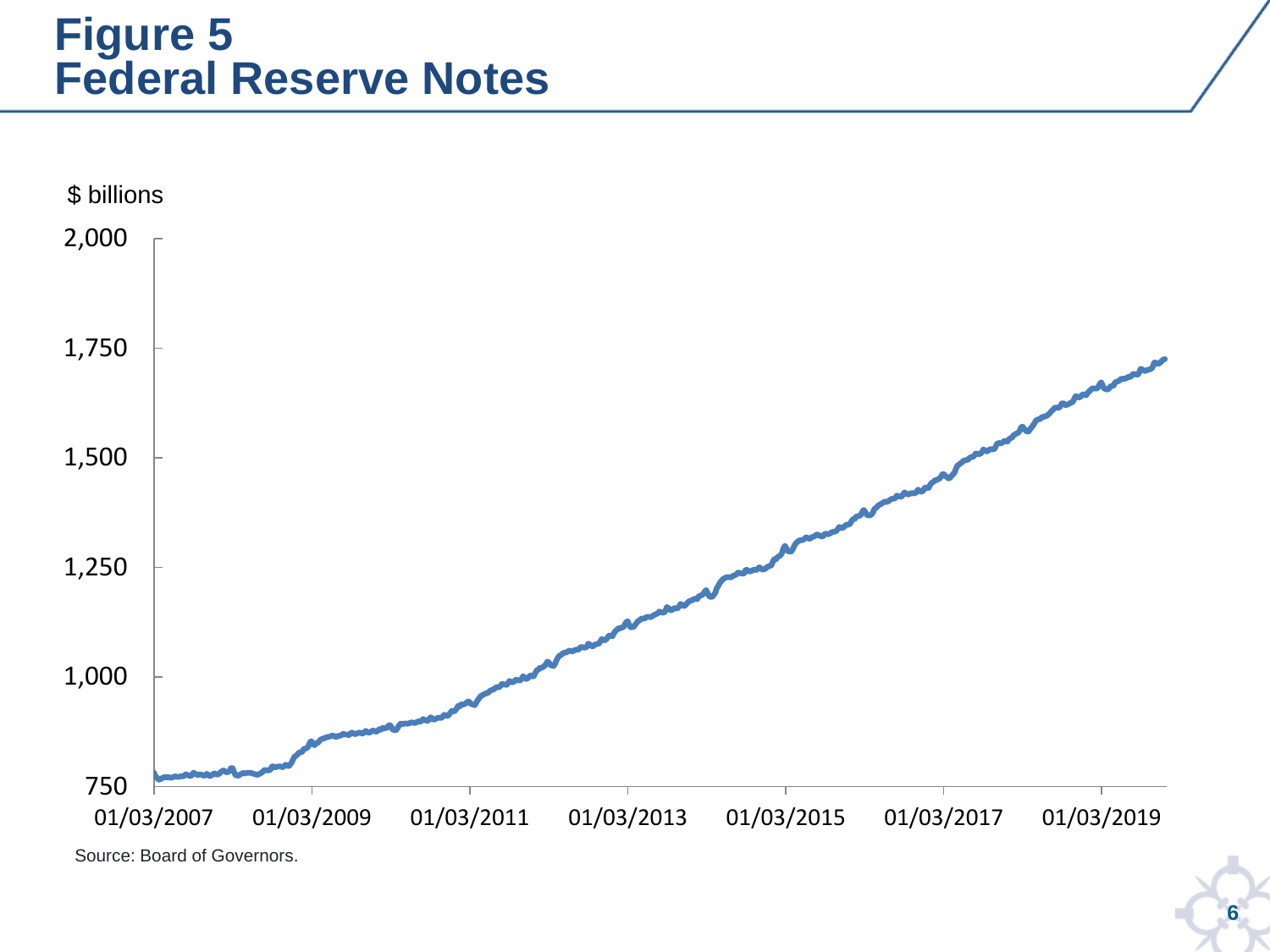# Figure 5
# Federal Reserve Notes

$ billions

Source: Board of Governors.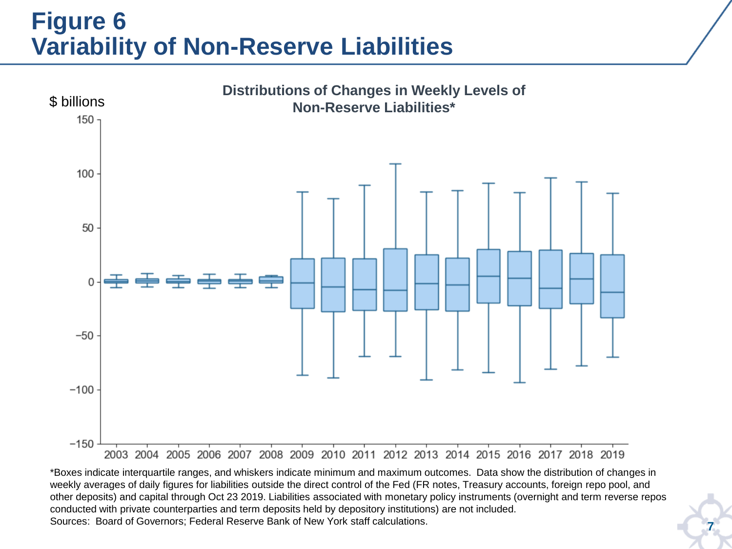# Figure 6
# Variability of Non-Reserve Liabilities

Distributions of Changes in Weekly Levels of Non-Reserve Liabilities*

$ billions

150
100
50
0
−50
−100
−150

2003 2004 2005 2006 2007 2008 2009 2010 2011 2012 2013 2014 2015 2016 2017 2018 2019

*Boxes indicate interquartile ranges, and whiskers indicate minimum and maximum outcomes. Data show the distribution of changes in weekly averages of daily figures for liabilities outside the direct control of the Fed (FR notes, Treasury accounts, foreign repo pool, and other deposits) and capital through Oct 23 2019. Liabilities associated with monetary policy instruments (overnight and term reverse repos conducted with private counterparties and term deposits held by depository institutions) are not included.
Sources: Board of Governors; Federal Reserve Bank of New York staff calculations.